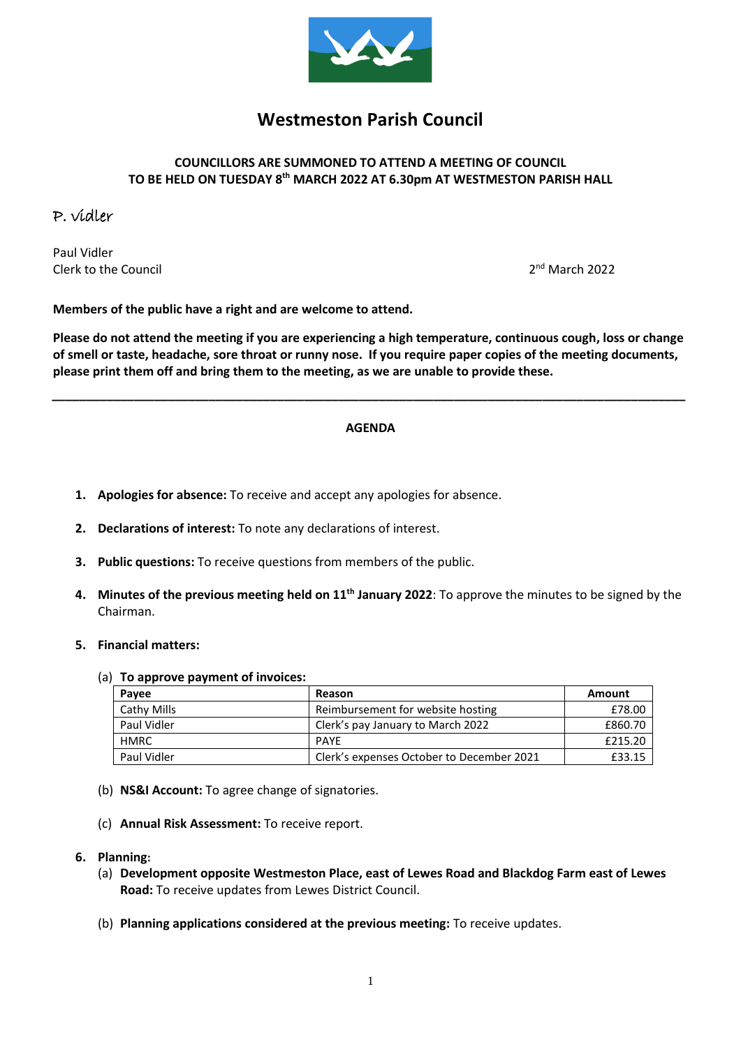# Westmeston Parish Council

**COUNCILLORS ARE SUMMONED TO ATTEND A MEETING OF COUNCIL TO BE HELD ON TUESDAY 8th MARCH 2022 AT 6.30pm AT WESTMESTON PARISH HALL**

P. Vidler

Paul Vidler
Clerk to the Council

2nd March 2022

**Members of the public have a right and are welcome to attend.**

**Please do not attend the meeting if you are experiencing a high temperature, continuous cough, loss or change of smell or taste, headache, sore throat or runny nose. If you require paper copies of the meeting documents, please print them off and bring them to the meeting, as we are unable to provide these.**

---

**AGENDA**

1. **Apologies for absence:** To receive and accept any apologies for absence.

2. **Declarations of interest:** To note any declarations of interest.

3. **Public questions:** To receive questions from members of the public.

4. **Minutes of the previous meeting held on 11th January 2022**: To approve the minutes to be signed by the Chairman.

5. **Financial matters:**

   (a) **To approve payment of invoices:**

| Payee | Reason | Amount |
|---|---|---|
| Cathy Mills | Reimbursement for website hosting | £78.00 |
| Paul Vidler | Clerk's pay January to March 2022 | £860.70 |
| HMRC | PAYE | £215.20 |
| Paul Vidler | Clerk's expenses October to December 2021 | £33.15 |

   (b) **NS&I Account:** To agree change of signatories.

   (c) **Annual Risk Assessment:** To receive report.

6. **Planning:**

   (a) **Development opposite Westmeston Place, east of Lewes Road and Blackdog Farm east of Lewes Road:** To receive updates from Lewes District Council.

   (b) **Planning applications considered at the previous meeting:** To receive updates.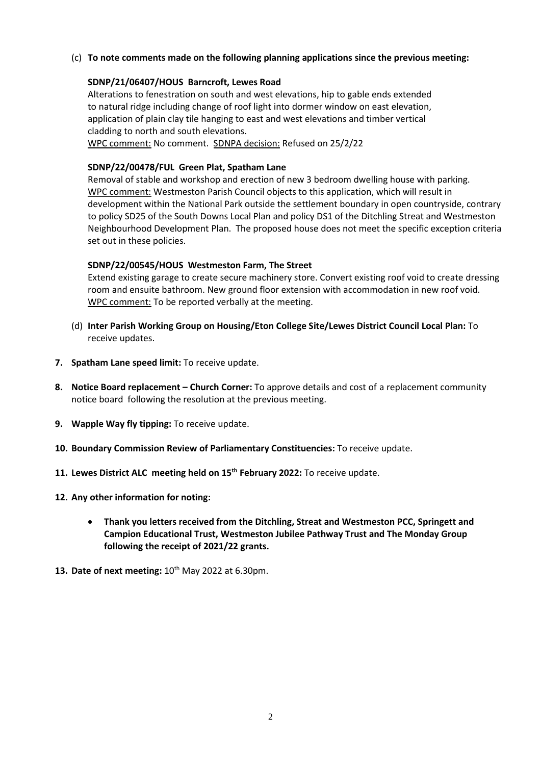(c) **To note comments made on the following planning applications since the previous meeting:**

**SDNP/21/06407/HOUS Barncroft, Lewes Road**

Alterations to fenestration on south and west elevations, hip to gable ends extended to natural ridge including change of roof light into dormer window on east elevation, application of plain clay tile hanging to east and west elevations and timber vertical cladding to north and south elevations.

WPC comment: No comment. SDNPA decision: Refused on 25/2/22

**SDNP/22/00478/FUL Green Plat, Spatham Lane**

Removal of stable and workshop and erection of new 3 bedroom dwelling house with parking.

WPC comment: Westmeston Parish Council objects to this application, which will result in development within the National Park outside the settlement boundary in open countryside, contrary to policy SD25 of the South Downs Local Plan and policy DS1 of the Ditchling Streat and Westmeston Neighbourhood Development Plan. The proposed house does not meet the specific exception criteria set out in these policies.

**SDNP/22/00545/HOUS Westmeston Farm, The Street**

Extend existing garage to create secure machinery store. Convert existing roof void to create dressing room and ensuite bathroom. New ground floor extension with accommodation in new roof void.

WPC comment: To be reported verbally at the meeting.

(d) **Inter Parish Working Group on Housing/Eton College Site/Lewes District Council Local Plan:** To receive updates.

7. **Spatham Lane speed limit:** To receive update.

8. **Notice Board replacement – Church Corner:** To approve details and cost of a replacement community notice board following the resolution at the previous meeting.

9. **Wapple Way fly tipping:** To receive update.

10. **Boundary Commission Review of Parliamentary Constituencies:** To receive update.

11. **Lewes District ALC meeting held on 15th February 2022:** To receive update.

12. **Any other information for noting:**

    - **Thank you letters received from the Ditchling, Streat and Westmeston PCC, Springett and Campion Educational Trust, Westmeston Jubilee Pathway Trust and The Monday Group following the receipt of 2021/22 grants.**

13. **Date of next meeting:** 10th May 2022 at 6.30pm.